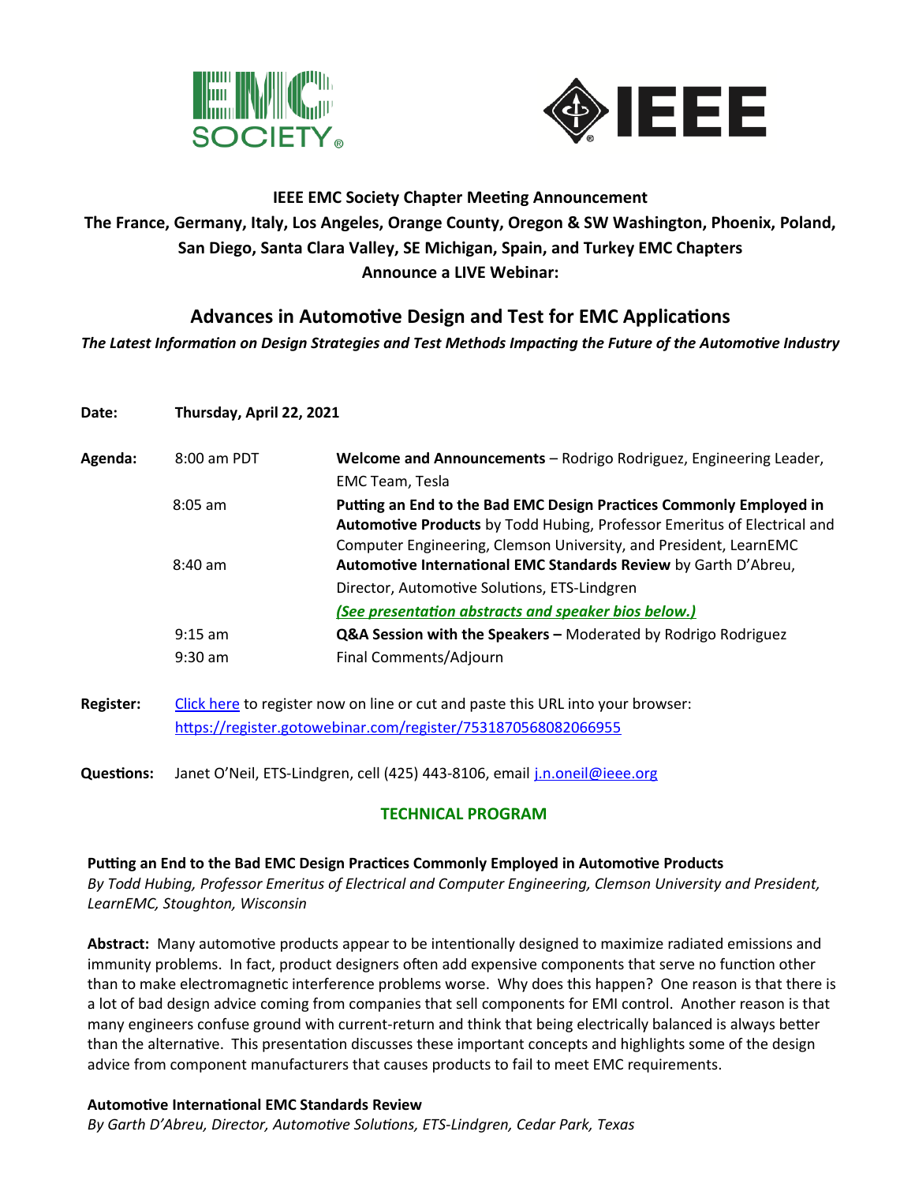**IEEE EMC Society Chapter Meeting Announcement**
**The France, Germany, Italy, Los Angeles, Orange County, Oregon & SW Washington, Phoenix, Poland, San Diego, Santa Clara Valley, SE Michigan, Spain, and Turkey EMC Chapters**
**Announce a LIVE Webinar:**

# Advances in Automotive Design and Test for EMC Applications

*The Latest Information on Design Strategies and Test Methods Impacting the Future of the Automotive Industry*

**Date:** **Thursday, April 22, 2021**

**Agenda:**

| | |
|---|---|
| 8:00 am PDT | **Welcome and Announcements** – Rodrigo Rodriguez, Engineering Leader, EMC Team, Tesla |
| 8:05 am | **Putting an End to the Bad EMC Design Practices Commonly Employed in Automotive Products** by Todd Hubing, Professor Emeritus of Electrical and Computer Engineering, Clemson University, and President, LearnEMC |
| 8:40 am | **Automotive International EMC Standards Review** by Garth D'Abreu, Director, Automotive Solutions, ETS-Lindgren |
| | ***(See presentation abstracts and speaker bios below.)*** |
| 9:15 am | **Q&A Session with the Speakers –** Moderated by Rodrigo Rodriguez |
| 9:30 am | Final Comments/Adjourn |

**Register:** Click here to register now on line or cut and paste this URL into your browser: https://register.gotowebinar.com/register/7531870568082066955

**Questions:** Janet O'Neil, ETS-Lindgren, cell (425) 443-8106, email j.n.oneil@ieee.org

## TECHNICAL PROGRAM

### Putting an End to the Bad EMC Design Practices Commonly Employed in Automotive Products

*By Todd Hubing, Professor Emeritus of Electrical and Computer Engineering, Clemson University and President, LearnEMC, Stoughton, Wisconsin*

**Abstract:** Many automotive products appear to be intentionally designed to maximize radiated emissions and immunity problems. In fact, product designers often add expensive components that serve no function other than to make electromagnetic interference problems worse. Why does this happen? One reason is that there is a lot of bad design advice coming from companies that sell components for EMI control. Another reason is that many engineers confuse ground with current-return and think that being electrically balanced is always better than the alternative. This presentation discusses these important concepts and highlights some of the design advice from component manufacturers that causes products to fail to meet EMC requirements.

### Automotive International EMC Standards Review

*By Garth D'Abreu, Director, Automotive Solutions, ETS-Lindgren, Cedar Park, Texas*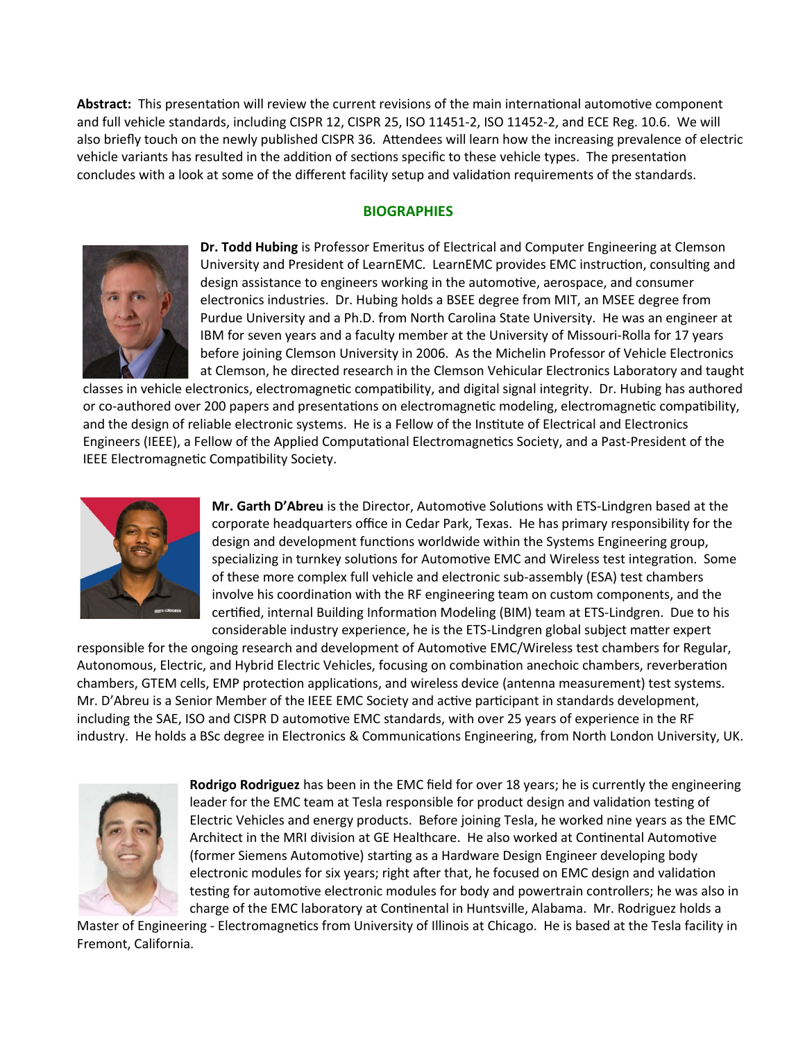**Abstract:** This presentation will review the current revisions of the main international automotive component and full vehicle standards, including CISPR 12, CISPR 25, ISO 11451-2, ISO 11452-2, and ECE Reg. 10.6. We will also briefly touch on the newly published CISPR 36. Attendees will learn how the increasing prevalence of electric vehicle variants has resulted in the addition of sections specific to these vehicle types. The presentation concludes with a look at some of the different facility setup and validation requirements of the standards.

## BIOGRAPHIES

**Dr. Todd Hubing** is Professor Emeritus of Electrical and Computer Engineering at Clemson University and President of LearnEMC. LearnEMC provides EMC instruction, consulting and design assistance to engineers working in the automotive, aerospace, and consumer electronics industries. Dr. Hubing holds a BSEE degree from MIT, an MSEE degree from Purdue University and a Ph.D. from North Carolina State University. He was an engineer at IBM for seven years and a faculty member at the University of Missouri-Rolla for 17 years before joining Clemson University in 2006. As the Michelin Professor of Vehicle Electronics at Clemson, he directed research in the Clemson Vehicular Electronics Laboratory and taught classes in vehicle electronics, electromagnetic compatibility, and digital signal integrity. Dr. Hubing has authored or co-authored over 200 papers and presentations on electromagnetic modeling, electromagnetic compatibility, and the design of reliable electronic systems. He is a Fellow of the Institute of Electrical and Electronics Engineers (IEEE), a Fellow of the Applied Computational Electromagnetics Society, and a Past-President of the IEEE Electromagnetic Compatibility Society.

**Mr. Garth D'Abreu** is the Director, Automotive Solutions with ETS-Lindgren based at the corporate headquarters office in Cedar Park, Texas. He has primary responsibility for the design and development functions worldwide within the Systems Engineering group, specializing in turnkey solutions for Automotive EMC and Wireless test integration. Some of these more complex full vehicle and electronic sub-assembly (ESA) test chambers involve his coordination with the RF engineering team on custom components, and the certified, internal Building Information Modeling (BIM) team at ETS-Lindgren. Due to his considerable industry experience, he is the ETS-Lindgren global subject matter expert responsible for the ongoing research and development of Automotive EMC/Wireless test chambers for Regular, Autonomous, Electric, and Hybrid Electric Vehicles, focusing on combination anechoic chambers, reverberation chambers, GTEM cells, EMP protection applications, and wireless device (antenna measurement) test systems. Mr. D'Abreu is a Senior Member of the IEEE EMC Society and active participant in standards development, including the SAE, ISO and CISPR D automotive EMC standards, with over 25 years of experience in the RF industry. He holds a BSc degree in Electronics & Communications Engineering, from North London University, UK.

**Rodrigo Rodriguez** has been in the EMC field for over 18 years; he is currently the engineering leader for the EMC team at Tesla responsible for product design and validation testing of Electric Vehicles and energy products. Before joining Tesla, he worked nine years as the EMC Architect in the MRI division at GE Healthcare. He also worked at Continental Automotive (former Siemens Automotive) starting as a Hardware Design Engineer developing body electronic modules for six years; right after that, he focused on EMC design and validation testing for automotive electronic modules for body and powertrain controllers; he was also in charge of the EMC laboratory at Continental in Huntsville, Alabama. Mr. Rodriguez holds a Master of Engineering - Electromagnetics from University of Illinois at Chicago. He is based at the Tesla facility in Fremont, California.